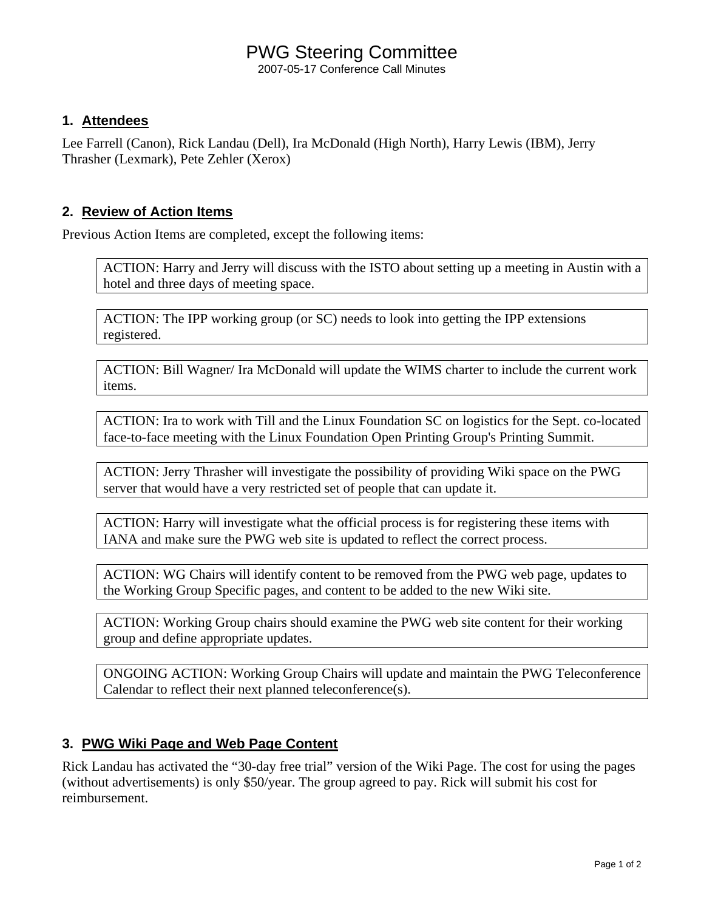# PWG Steering Committee

2007-05-17 Conference Call Minutes

## 1. Attendees

Lee Farrell (Canon), Rick Landau (Dell), Ira McDonald (High North), Harry Lewis (IBM), Jerry Thrasher (Lexmark), Pete Zehler (Xerox)

## 2. Review of Action Items

Previous Action Items are completed, except the following items:

> ACTION: Harry and Jerry will discuss with the ISTO about setting up a meeting in Austin with a hotel and three days of meeting space.

> ACTION: The IPP working group (or SC) needs to look into getting the IPP extensions registered.

> ACTION: Bill Wagner/ Ira McDonald will update the WIMS charter to include the current work items.

> ACTION: Ira to work with Till and the Linux Foundation SC on logistics for the Sept. co-located face-to-face meeting with the Linux Foundation Open Printing Group's Printing Summit.

> ACTION: Jerry Thrasher will investigate the possibility of providing Wiki space on the PWG server that would have a very restricted set of people that can update it.

> ACTION: Harry will investigate what the official process is for registering these items with IANA and make sure the PWG web site is updated to reflect the correct process.

> ACTION: WG Chairs will identify content to be removed from the PWG web page, updates to the Working Group Specific pages, and content to be added to the new Wiki site.

> ACTION: Working Group chairs should examine the PWG web site content for their working group and define appropriate updates.

> ONGOING ACTION: Working Group Chairs will update and maintain the PWG Teleconference Calendar to reflect their next planned teleconference(s).

## 3. PWG Wiki Page and Web Page Content

Rick Landau has activated the "30-day free trial" version of the Wiki Page. The cost for using the pages (without advertisements) is only $50/year. The group agreed to pay. Rick will submit his cost for reimbursement.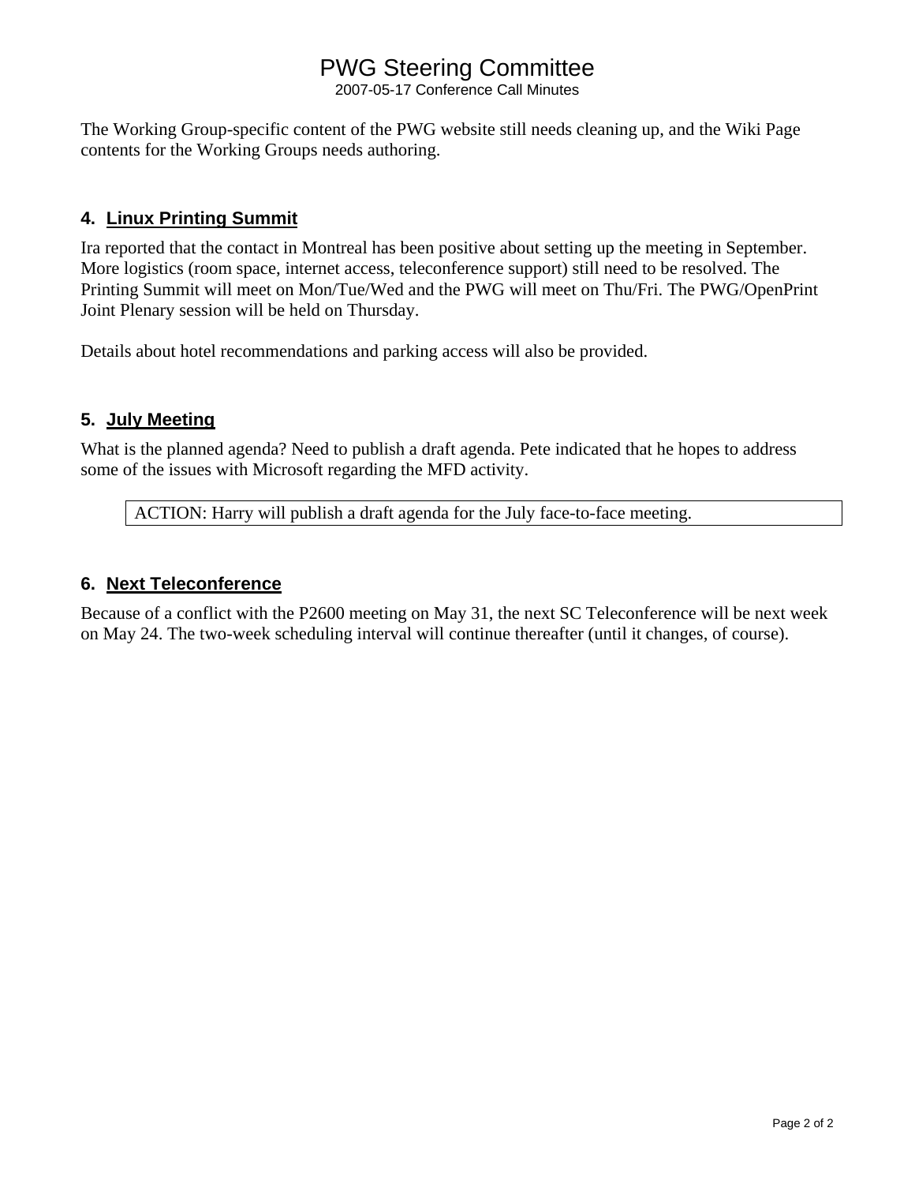The Working Group-specific content of the PWG website still needs cleaning up, and the Wiki Page contents for the Working Groups needs authoring.

## 4. Linux Printing Summit

Ira reported that the contact in Montreal has been positive about setting up the meeting in September. More logistics (room space, internet access, teleconference support) still need to be resolved. The Printing Summit will meet on Mon/Tue/Wed and the PWG will meet on Thu/Fri. The PWG/OpenPrint Joint Plenary session will be held on Thursday.

Details about hotel recommendations and parking access will also be provided.

## 5. July Meeting

What is the planned agenda? Need to publish a draft agenda. Pete indicated that he hopes to address some of the issues with Microsoft regarding the MFD activity.

> ACTION: Harry will publish a draft agenda for the July face-to-face meeting.

## 6. Next Teleconference

Because of a conflict with the P2600 meeting on May 31, the next SC Teleconference will be next week on May 24. The two-week scheduling interval will continue thereafter (until it changes, of course).